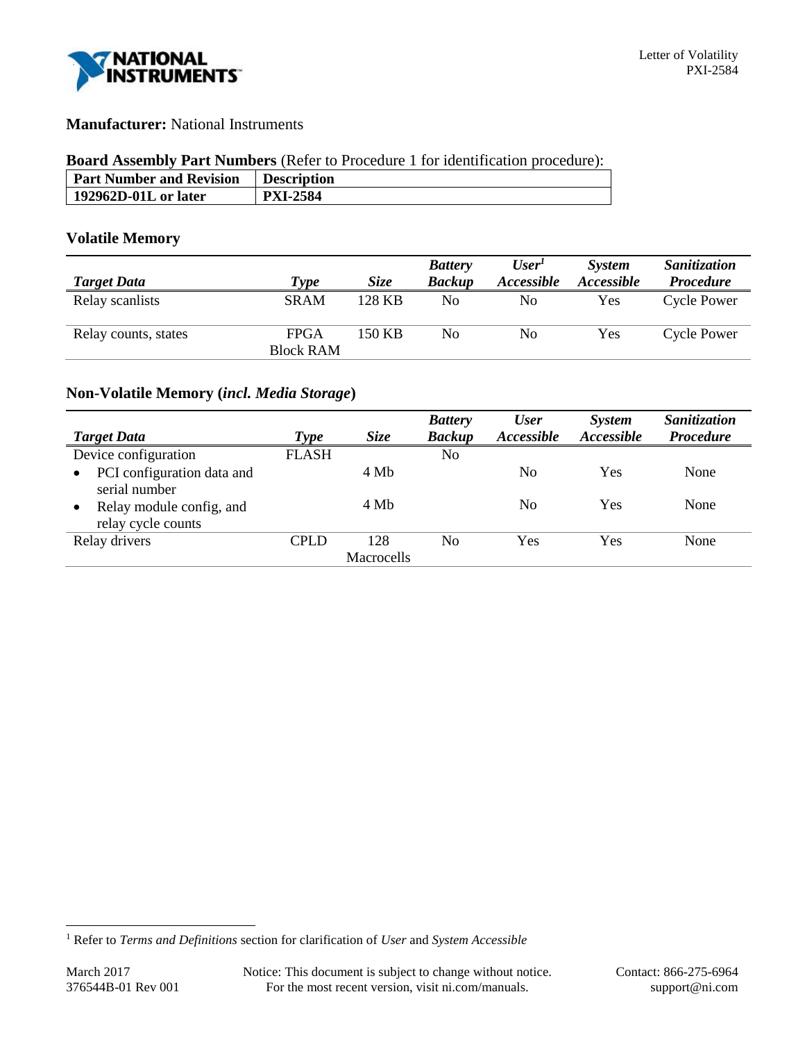**Manufacturer:** National Instruments

**Board Assembly Part Numbers** (Refer to Procedure 1 for identification procedure):

| Part Number and Revision | Description |
|---|---|
| **192962D-01L or later** | **PXI-2584** |

## Volatile Memory

| *Target Data* | *Type* | *Size* | *Battery Backup* | *User[1] Accessible* | *System Accessible* | *Sanitization Procedure* |
|---|---|---|---|---|---|---|
| Relay scanlists | SRAM | 128 KB | No | No | Yes | Cycle Power |
| Relay counts, states | FPGA Block RAM | 150 KB | No | No | Yes | Cycle Power |

## Non-Volatile Memory (*incl. Media Storage*)

| *Target Data* | *Type* | *Size* | *Battery Backup* | *User Accessible* | *System Accessible* | *Sanitization Procedure* |
|---|---|---|---|---|---|---|
| Device configuration | FLASH | | No | | | |
| • PCI configuration data and serial number | | 4 Mb | | No | Yes | None |
| • Relay module config, and relay cycle counts | | 4 Mb | | No | Yes | None |
| Relay drivers | CPLD | 128 Macrocells | No | Yes | Yes | None |

[1] Refer to *Terms and Definitions* section for clarification of *User* and *System Accessible*

March 2017
376544B-01 Rev 001

Notice: This document is subject to change without notice.
For the most recent version, visit ni.com/manuals.

Contact: 866-275-6964
support@ni.com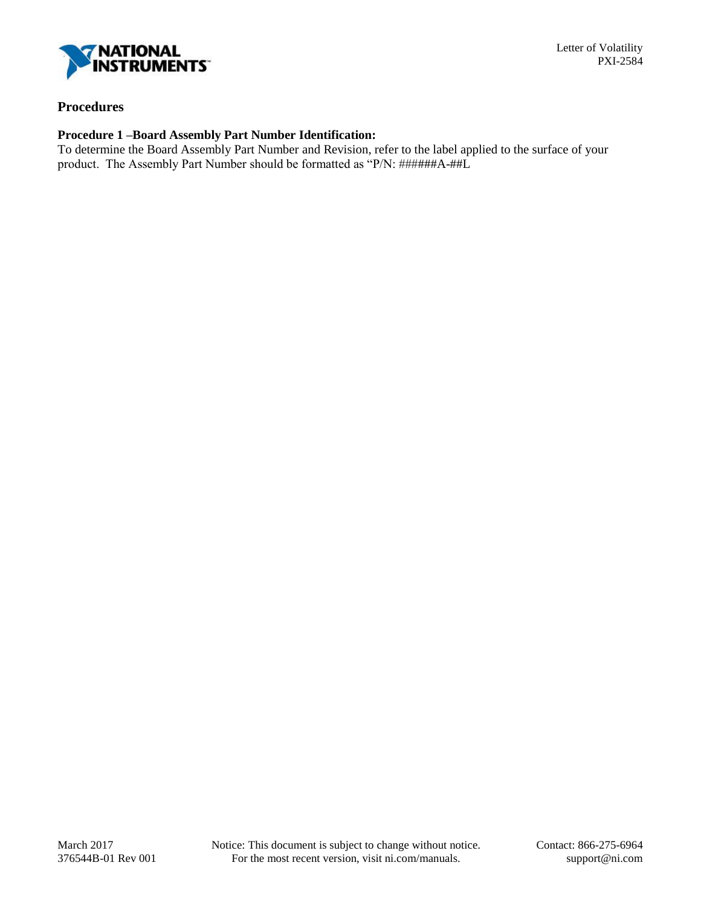## Procedures

### Procedure 1 –Board Assembly Part Number Identification:

To determine the Board Assembly Part Number and Revision, refer to the label applied to the surface of your product. The Assembly Part Number should be formatted as "P/N: ######A-##L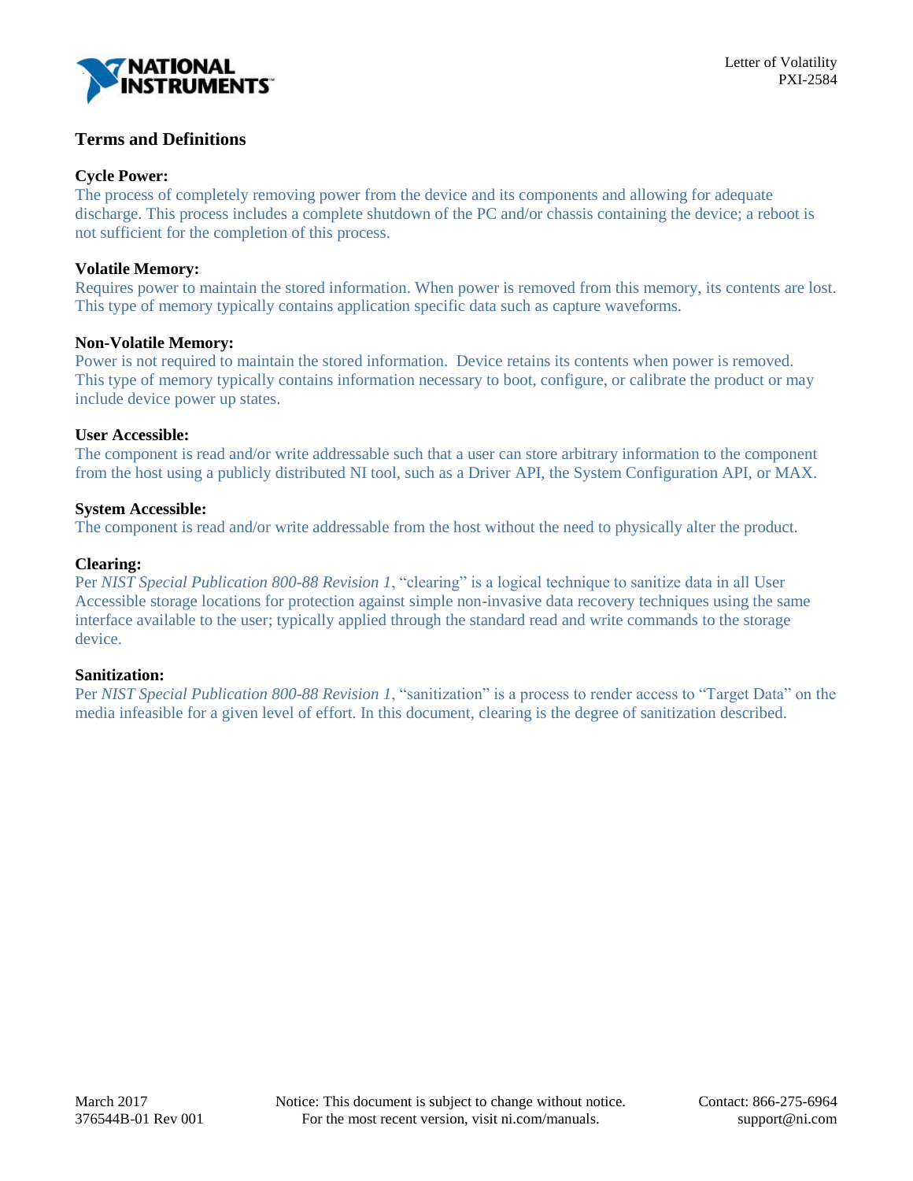## Terms and Definitions

**Cycle Power:**
The process of completely removing power from the device and its components and allowing for adequate discharge. This process includes a complete shutdown of the PC and/or chassis containing the device; a reboot is not sufficient for the completion of this process.

**Volatile Memory:**
Requires power to maintain the stored information. When power is removed from this memory, its contents are lost. This type of memory typically contains application specific data such as capture waveforms.

**Non-Volatile Memory:**
Power is not required to maintain the stored information. Device retains its contents when power is removed. This type of memory typically contains information necessary to boot, configure, or calibrate the product or may include device power up states.

**User Accessible:**
The component is read and/or write addressable such that a user can store arbitrary information to the component from the host using a publicly distributed NI tool, such as a Driver API, the System Configuration API, or MAX.

**System Accessible:**
The component is read and/or write addressable from the host without the need to physically alter the product.

**Clearing:**
Per *NIST Special Publication 800-88 Revision 1*, "clearing" is a logical technique to sanitize data in all User Accessible storage locations for protection against simple non-invasive data recovery techniques using the same interface available to the user; typically applied through the standard read and write commands to the storage device.

**Sanitization:**
Per *NIST Special Publication 800-88 Revision 1*, "sanitization" is a process to render access to "Target Data" on the media infeasible for a given level of effort. In this document, clearing is the degree of sanitization described.